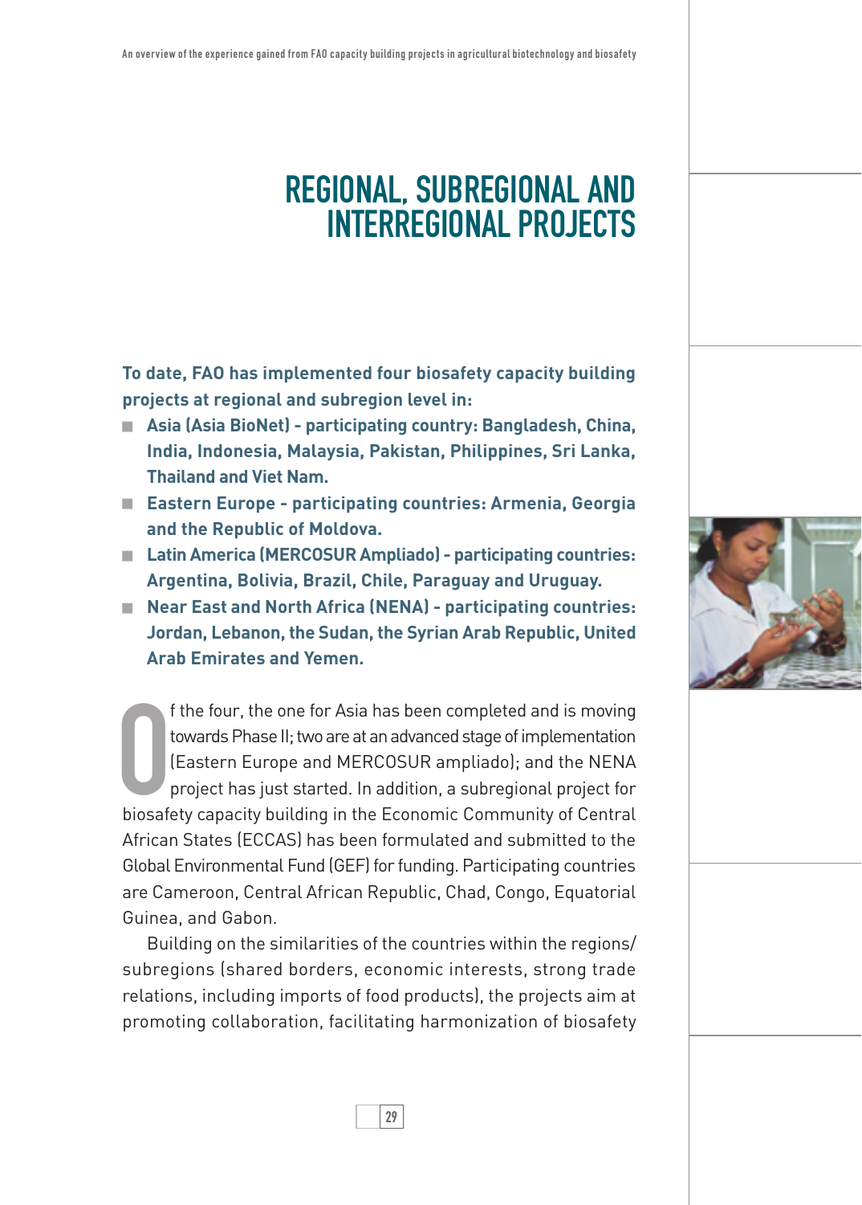# REGIONAL, SUBREGIONAL AND INTERREGIONAL PROJECTS

**To date, FAO has implemented four biosafety capacity building projects at regional and subregion level in:**

- **Asia (Asia BioNet) - participating country: Bangladesh, China, India, Indonesia, Malaysia, Pakistan, Philippines, Sri Lanka, Thailand and Viet Nam.**
- **Eastern Europe - participating countries: Armenia, Georgia and the Republic of Moldova.**
- **Latin America (MERCOSUR Ampliado) - participating countries: Argentina, Bolivia, Brazil, Chile, Paraguay and Uruguay.**
- **Near East and North Africa (NENA) - participating countries: Jordan, Lebanon, the Sudan, the Syrian Arab Republic, United Arab Emirates and Yemen.**

Of the four, the one for Asia has been completed and is moving towards Phase II; two are at an advanced stage of implementation (Eastern Europe and MERCOSUR ampliado); and the NENA project has just started. In addition, a subregional project for biosafety capacity building in the Economic Community of Central African States (ECCAS) has been formulated and submitted to the Global Environmental Fund (GEF) for funding. Participating countries are Cameroon, Central African Republic, Chad, Congo, Equatorial Guinea, and Gabon.

Building on the similarities of the countries within the regions/ subregions (shared borders, economic interests, strong trade relations, including imports of food products), the projects aim at promoting collaboration, facilitating harmonization of biosafety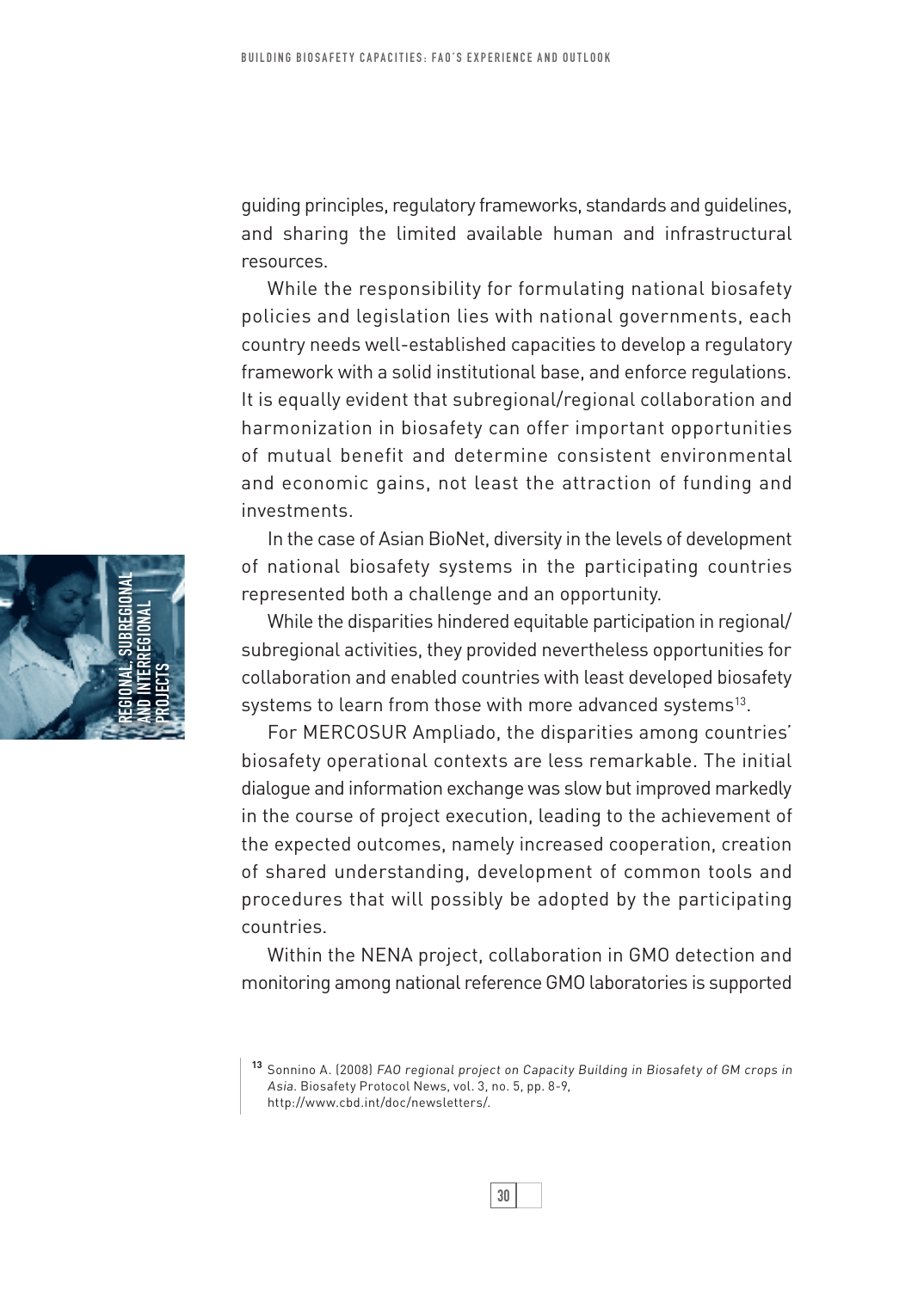guiding principles, regulatory frameworks, standards and guidelines, and sharing the limited available human and infrastructural resources.

While the responsibility for formulating national biosafety policies and legislation lies with national governments, each country needs well-established capacities to develop a regulatory framework with a solid institutional base, and enforce regulations. It is equally evident that subregional/regional collaboration and harmonization in biosafety can offer important opportunities of mutual benefit and determine consistent environmental and economic gains, not least the attraction of funding and investments.

In the case of Asian BioNet, diversity in the levels of development of national biosafety systems in the participating countries represented both a challenge and an opportunity.

While the disparities hindered equitable participation in regional/subregional activities, they provided nevertheless opportunities for collaboration and enabled countries with least developed biosafety systems to learn from those with more advanced systems[13].

For MERCOSUR Ampliado, the disparities among countries' biosafety operational contexts are less remarkable. The initial dialogue and information exchange was slow but improved markedly in the course of project execution, leading to the achievement of the expected outcomes, namely increased cooperation, creation of shared understanding, development of common tools and procedures that will possibly be adopted by the participating countries.

Within the NENA project, collaboration in GMO detection and monitoring among national reference GMO laboratories is supported

[13] Sonnino A. (2008) *FAO regional project on Capacity Building in Biosafety of GM crops in Asia.* Biosafety Protocol News, vol. 3, no. 5, pp. 8-9, http://www.cbd.int/doc/newsletters/.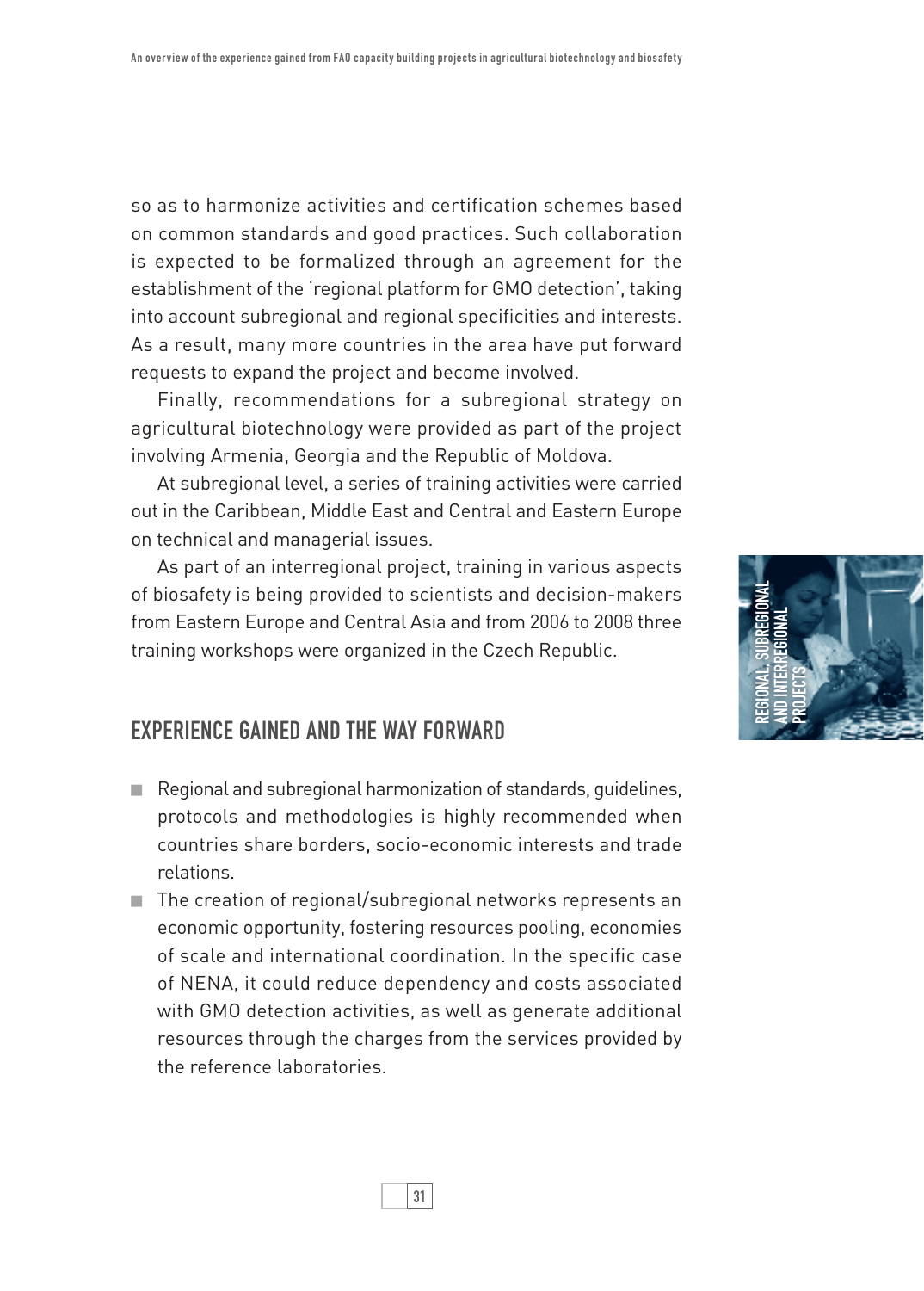so as to harmonize activities and certification schemes based on common standards and good practices. Such collaboration is expected to be formalized through an agreement for the establishment of the 'regional platform for GMO detection', taking into account subregional and regional specificities and interests. As a result, many more countries in the area have put forward requests to expand the project and become involved.

Finally, recommendations for a subregional strategy on agricultural biotechnology were provided as part of the project involving Armenia, Georgia and the Republic of Moldova.

At subregional level, a series of training activities were carried out in the Caribbean, Middle East and Central and Eastern Europe on technical and managerial issues.

As part of an interregional project, training in various aspects of biosafety is being provided to scientists and decision-makers from Eastern Europe and Central Asia and from 2006 to 2008 three training workshops were organized in the Czech Republic.

## EXPERIENCE GAINED AND THE WAY FORWARD

- Regional and subregional harmonization of standards, guidelines, protocols and methodologies is highly recommended when countries share borders, socio-economic interests and trade relations.
- The creation of regional/subregional networks represents an economic opportunity, fostering resources pooling, economies of scale and international coordination. In the specific case of NENA, it could reduce dependency and costs associated with GMO detection activities, as well as generate additional resources through the charges from the services provided by the reference laboratories.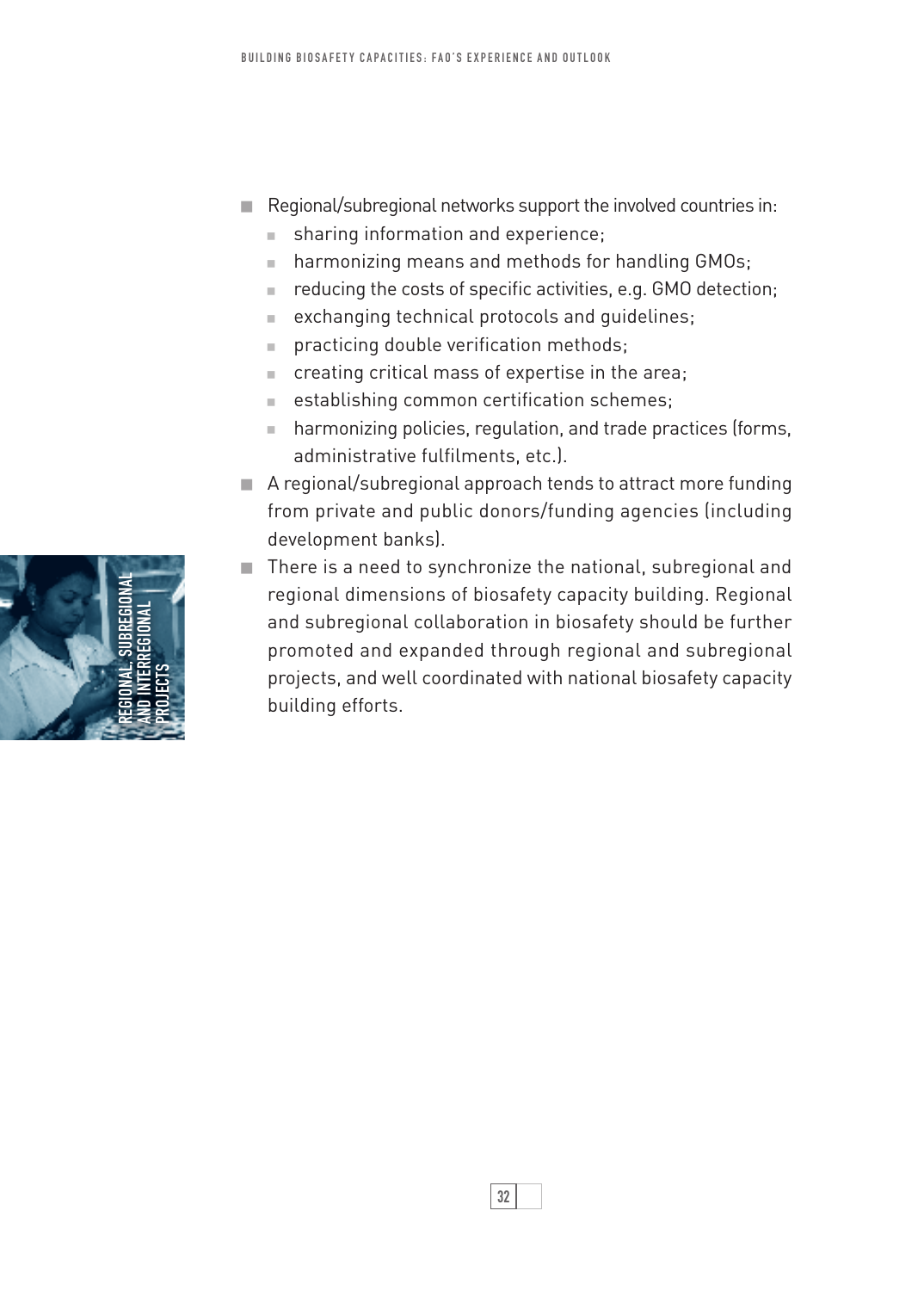- Regional/subregional networks support the involved countries in:
  - sharing information and experience;
  - harmonizing means and methods for handling GMOs;
  - reducing the costs of specific activities, e.g. GMO detection;
  - exchanging technical protocols and guidelines;
  - practicing double verification methods;
  - creating critical mass of expertise in the area;
  - establishing common certification schemes;
  - harmonizing policies, regulation, and trade practices (forms, administrative fulfilments, etc.).
- A regional/subregional approach tends to attract more funding from private and public donors/funding agencies (including development banks).
- There is a need to synchronize the national, subregional and regional dimensions of biosafety capacity building. Regional and subregional collaboration in biosafety should be further promoted and expanded through regional and subregional projects, and well coordinated with national biosafety capacity building efforts.